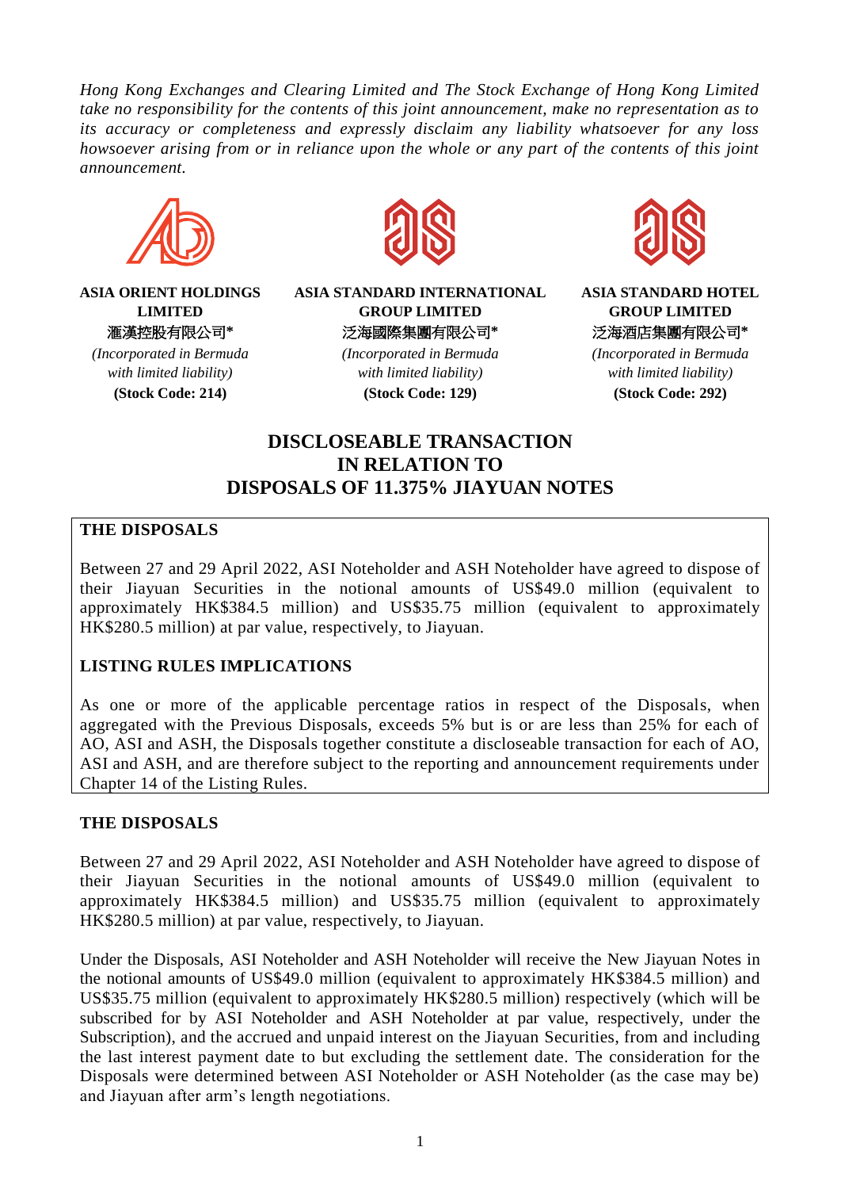*Hong Kong Exchanges and Clearing Limited and The Stock Exchange of Hong Kong Limited take no responsibility for the contents of this joint announcement, make no representation as to its accuracy or completeness and expressly disclaim any liability whatsoever for any loss howsoever arising from or in reliance upon the whole or any part of the contents of this joint announcement.*

**ASIA ORIENT HOLDINGS LIMITED**
**滙漢控股有限公司***
*(Incorporated in Bermuda with limited liability)*
**(Stock Code: 214)**

**ASIA STANDARD INTERNATIONAL GROUP LIMITED**
**泛海國際集團有限公司***
*(Incorporated in Bermuda with limited liability)*
**(Stock Code: 129)**

**ASIA STANDARD HOTEL GROUP LIMITED**
**泛海酒店集團有限公司***
*(Incorporated in Bermuda with limited liability)*
**(Stock Code: 292)**

# DISCLOSEABLE TRANSACTION IN RELATION TO DISPOSALS OF 11.375% JIAYUAN NOTES

## THE DISPOSALS

Between 27 and 29 April 2022, ASI Noteholder and ASH Noteholder have agreed to dispose of their Jiayuan Securities in the notional amounts of US$49.0 million (equivalent to approximately HK$384.5 million) and US$35.75 million (equivalent to approximately HK$280.5 million) at par value, respectively, to Jiayuan.

## LISTING RULES IMPLICATIONS

As one or more of the applicable percentage ratios in respect of the Disposals, when aggregated with the Previous Disposals, exceeds 5% but is or are less than 25% for each of AO, ASI and ASH, the Disposals together constitute a discloseable transaction for each of AO, ASI and ASH, and are therefore subject to the reporting and announcement requirements under Chapter 14 of the Listing Rules.

## THE DISPOSALS

Between 27 and 29 April 2022, ASI Noteholder and ASH Noteholder have agreed to dispose of their Jiayuan Securities in the notional amounts of US$49.0 million (equivalent to approximately HK$384.5 million) and US$35.75 million (equivalent to approximately HK$280.5 million) at par value, respectively, to Jiayuan.

Under the Disposals, ASI Noteholder and ASH Noteholder will receive the New Jiayuan Notes in the notional amounts of US$49.0 million (equivalent to approximately HK$384.5 million) and US$35.75 million (equivalent to approximately HK$280.5 million) respectively (which will be subscribed for by ASI Noteholder and ASH Noteholder at par value, respectively, under the Subscription), and the accrued and unpaid interest on the Jiayuan Securities, from and including the last interest payment date to but excluding the settlement date. The consideration for the Disposals were determined between ASI Noteholder or ASH Noteholder (as the case may be) and Jiayuan after arm's length negotiations.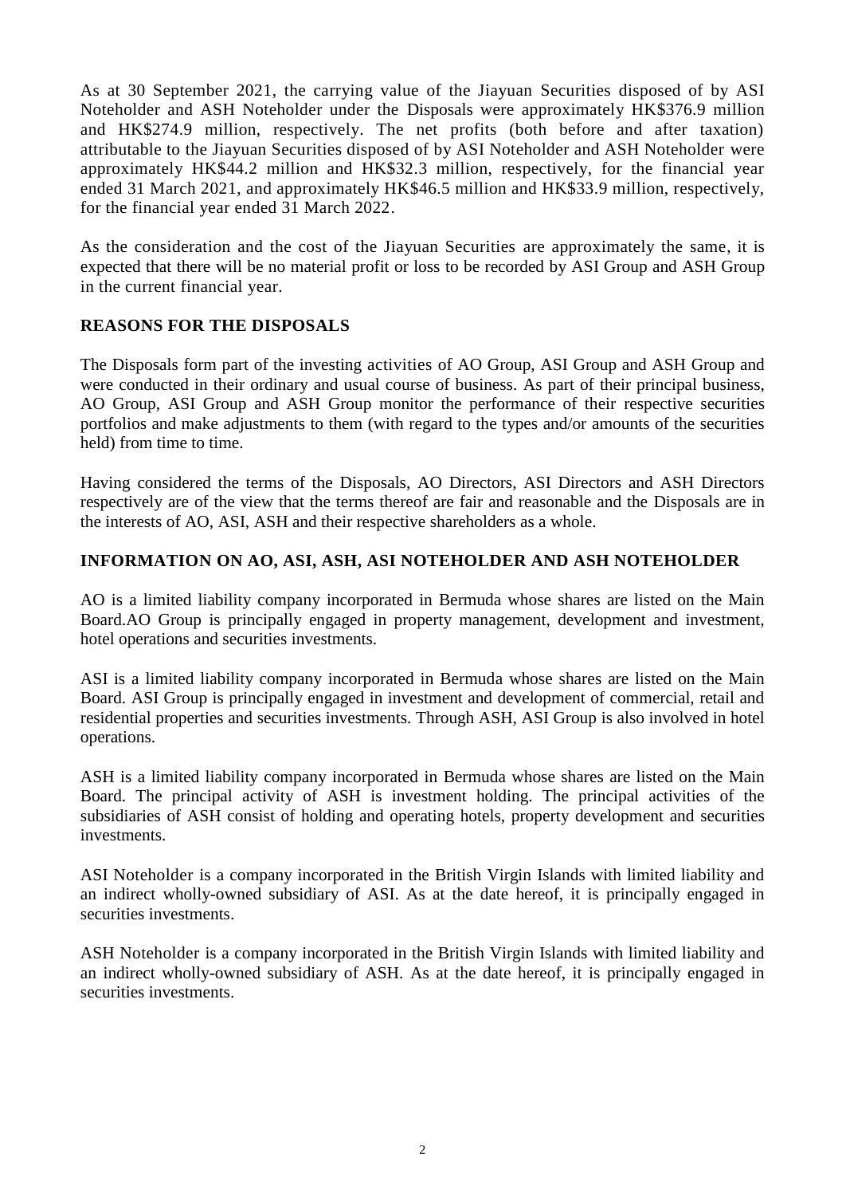As at 30 September 2021, the carrying value of the Jiayuan Securities disposed of by ASI Noteholder and ASH Noteholder under the Disposals were approximately HK$376.9 million and HK$274.9 million, respectively. The net profits (both before and after taxation) attributable to the Jiayuan Securities disposed of by ASI Noteholder and ASH Noteholder were approximately HK$44.2 million and HK$32.3 million, respectively, for the financial year ended 31 March 2021, and approximately HK$46.5 million and HK$33.9 million, respectively, for the financial year ended 31 March 2022.

As the consideration and the cost of the Jiayuan Securities are approximately the same, it is expected that there will be no material profit or loss to be recorded by ASI Group and ASH Group in the current financial year.

## REASONS FOR THE DISPOSALS

The Disposals form part of the investing activities of AO Group, ASI Group and ASH Group and were conducted in their ordinary and usual course of business. As part of their principal business, AO Group, ASI Group and ASH Group monitor the performance of their respective securities portfolios and make adjustments to them (with regard to the types and/or amounts of the securities held) from time to time.

Having considered the terms of the Disposals, AO Directors, ASI Directors and ASH Directors respectively are of the view that the terms thereof are fair and reasonable and the Disposals are in the interests of AO, ASI, ASH and their respective shareholders as a whole.

## INFORMATION ON AO, ASI, ASH, ASI NOTEHOLDER AND ASH NOTEHOLDER

AO is a limited liability company incorporated in Bermuda whose shares are listed on the Main Board.AO Group is principally engaged in property management, development and investment, hotel operations and securities investments.

ASI is a limited liability company incorporated in Bermuda whose shares are listed on the Main Board. ASI Group is principally engaged in investment and development of commercial, retail and residential properties and securities investments. Through ASH, ASI Group is also involved in hotel operations.

ASH is a limited liability company incorporated in Bermuda whose shares are listed on the Main Board. The principal activity of ASH is investment holding. The principal activities of the subsidiaries of ASH consist of holding and operating hotels, property development and securities investments.

ASI Noteholder is a company incorporated in the British Virgin Islands with limited liability and an indirect wholly-owned subsidiary of ASI. As at the date hereof, it is principally engaged in securities investments.

ASH Noteholder is a company incorporated in the British Virgin Islands with limited liability and an indirect wholly-owned subsidiary of ASH. As at the date hereof, it is principally engaged in securities investments.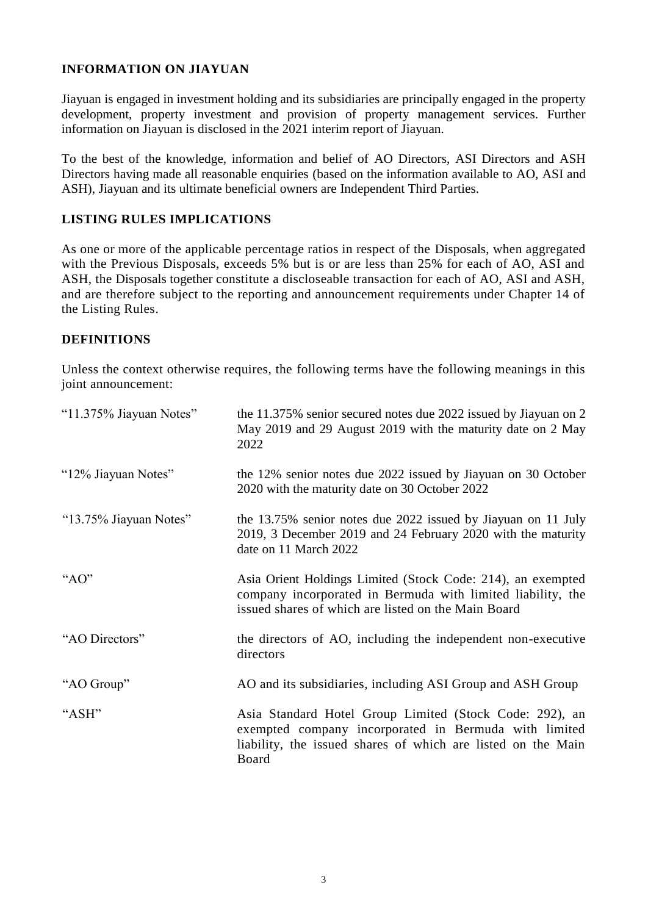## INFORMATION ON JIAYUAN

Jiayuan is engaged in investment holding and its subsidiaries are principally engaged in the property development, property investment and provision of property management services. Further information on Jiayuan is disclosed in the 2021 interim report of Jiayuan.

To the best of the knowledge, information and belief of AO Directors, ASI Directors and ASH Directors having made all reasonable enquiries (based on the information available to AO, ASI and ASH), Jiayuan and its ultimate beneficial owners are Independent Third Parties.

## LISTING RULES IMPLICATIONS

As one or more of the applicable percentage ratios in respect of the Disposals, when aggregated with the Previous Disposals, exceeds 5% but is or are less than 25% for each of AO, ASI and ASH, the Disposals together constitute a discloseable transaction for each of AO, ASI and ASH, and are therefore subject to the reporting and announcement requirements under Chapter 14 of the Listing Rules.

## DEFINITIONS

Unless the context otherwise requires, the following terms have the following meanings in this joint announcement:

| | |
|---|---|
| "11.375% Jiayuan Notes" | the 11.375% senior secured notes due 2022 issued by Jiayuan on 2 May 2019 and 29 August 2019 with the maturity date on 2 May 2022 |
| "12% Jiayuan Notes" | the 12% senior notes due 2022 issued by Jiayuan on 30 October 2020 with the maturity date on 30 October 2022 |
| "13.75% Jiayuan Notes" | the 13.75% senior notes due 2022 issued by Jiayuan on 11 July 2019, 3 December 2019 and 24 February 2020 with the maturity date on 11 March 2022 |
| "AO" | Asia Orient Holdings Limited (Stock Code: 214), an exempted company incorporated in Bermuda with limited liability, the issued shares of which are listed on the Main Board |
| "AO Directors" | the directors of AO, including the independent non-executive directors |
| "AO Group" | AO and its subsidiaries, including ASI Group and ASH Group |
| "ASH" | Asia Standard Hotel Group Limited (Stock Code: 292), an exempted company incorporated in Bermuda with limited liability, the issued shares of which are listed on the Main Board |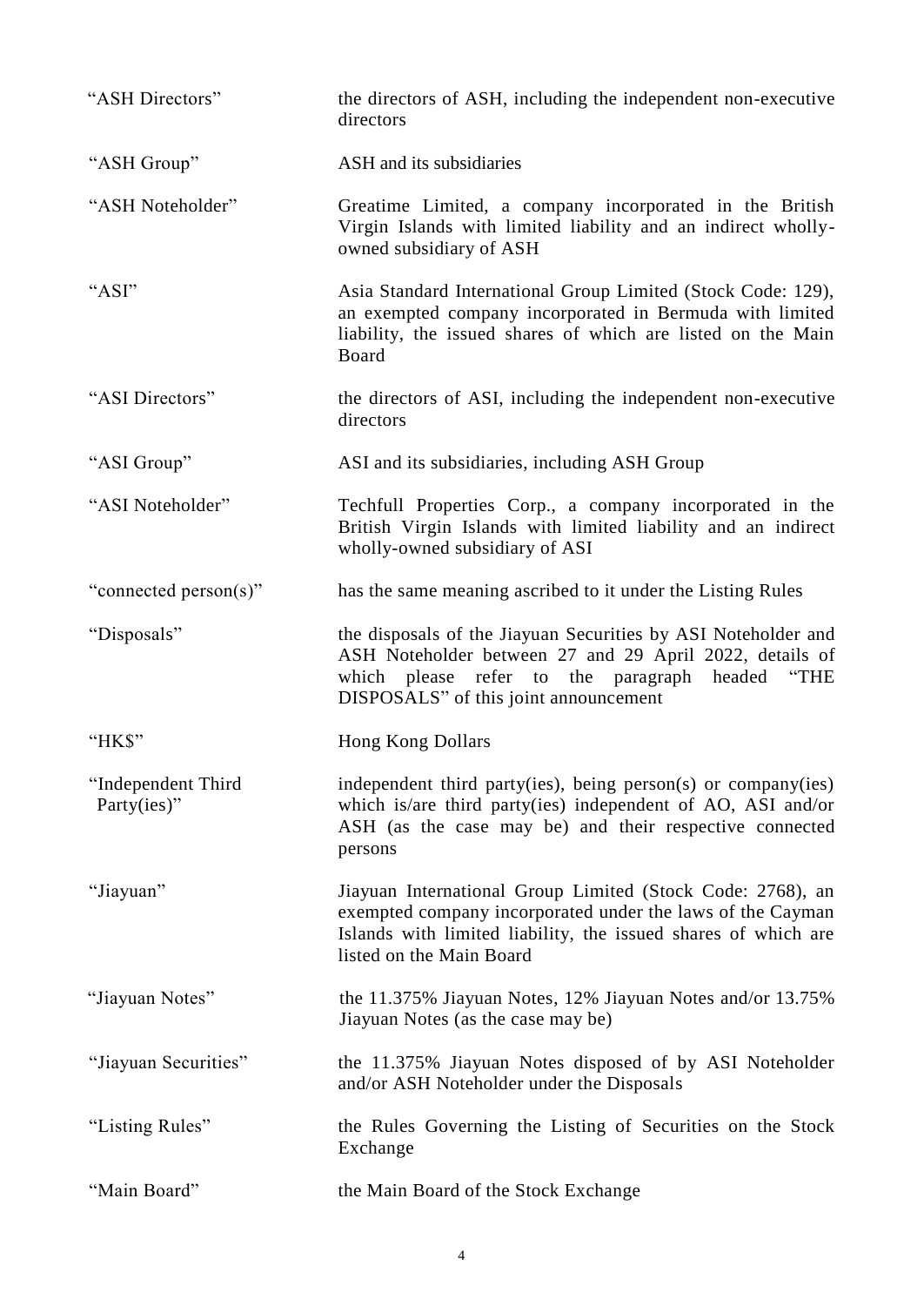| | |
|---|---|
| "ASH Directors" | the directors of ASH, including the independent non-executive directors |
| "ASH Group" | ASH and its subsidiaries |
| "ASH Noteholder" | Greatime Limited, a company incorporated in the British Virgin Islands with limited liability and an indirect wholly-owned subsidiary of ASH |
| "ASI" | Asia Standard International Group Limited (Stock Code: 129), an exempted company incorporated in Bermuda with limited liability, the issued shares of which are listed on the Main Board |
| "ASI Directors" | the directors of ASI, including the independent non-executive directors |
| "ASI Group" | ASI and its subsidiaries, including ASH Group |
| "ASI Noteholder" | Techfull Properties Corp., a company incorporated in the British Virgin Islands with limited liability and an indirect wholly-owned subsidiary of ASI |
| "connected person(s)" | has the same meaning ascribed to it under the Listing Rules |
| "Disposals" | the disposals of the Jiayuan Securities by ASI Noteholder and ASH Noteholder between 27 and 29 April 2022, details of which please refer to the paragraph headed "THE DISPOSALS" of this joint announcement |
| "HK$" | Hong Kong Dollars |
| "Independent Third Party(ies)" | independent third party(ies), being person(s) or company(ies) which is/are third party(ies) independent of AO, ASI and/or ASH (as the case may be) and their respective connected persons |
| "Jiayuan" | Jiayuan International Group Limited (Stock Code: 2768), an exempted company incorporated under the laws of the Cayman Islands with limited liability, the issued shares of which are listed on the Main Board |
| "Jiayuan Notes" | the 11.375% Jiayuan Notes, 12% Jiayuan Notes and/or 13.75% Jiayuan Notes (as the case may be) |
| "Jiayuan Securities" | the 11.375% Jiayuan Notes disposed of by ASI Noteholder and/or ASH Noteholder under the Disposals |
| "Listing Rules" | the Rules Governing the Listing of Securities on the Stock Exchange |
| "Main Board" | the Main Board of the Stock Exchange |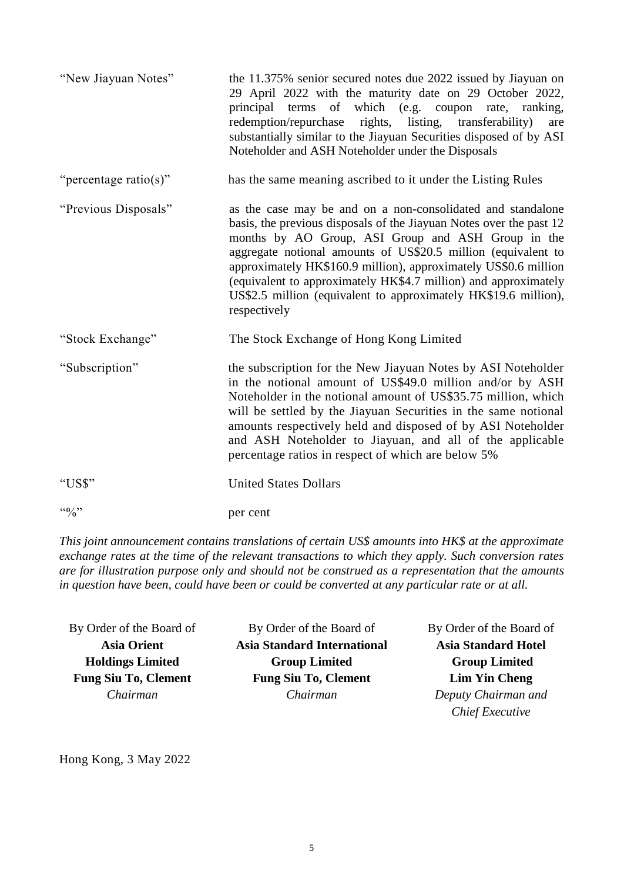| | |
|---|---|
| "New Jiayuan Notes" | the 11.375% senior secured notes due 2022 issued by Jiayuan on 29 April 2022 with the maturity date on 29 October 2022, principal terms of which (e.g. coupon rate, ranking, redemption/repurchase rights, listing, transferability) are substantially similar to the Jiayuan Securities disposed of by ASI Noteholder and ASH Noteholder under the Disposals |
| "percentage ratio(s)" | has the same meaning ascribed to it under the Listing Rules |
| "Previous Disposals" | as the case may be and on a non-consolidated and standalone basis, the previous disposals of the Jiayuan Notes over the past 12 months by AO Group, ASI Group and ASH Group in the aggregate notional amounts of US$20.5 million (equivalent to approximately HK$160.9 million), approximately US$0.6 million (equivalent to approximately HK$4.7 million) and approximately US$2.5 million (equivalent to approximately HK$19.6 million), respectively |
| "Stock Exchange" | The Stock Exchange of Hong Kong Limited |
| "Subscription" | the subscription for the New Jiayuan Notes by ASI Noteholder in the notional amount of US$49.0 million and/or by ASH Noteholder in the notional amount of US$35.75 million, which will be settled by the Jiayuan Securities in the same notional amounts respectively held and disposed of by ASI Noteholder and ASH Noteholder to Jiayuan, and all of the applicable percentage ratios in respect of which are below 5% |
| "US$" | United States Dollars |
| "%" | per cent |

*This joint announcement contains translations of certain US$ amounts into HK$ at the approximate exchange rates at the time of the relevant transactions to which they apply. Such conversion rates are for illustration purpose only and should not be construed as a representation that the amounts in question have been, could have been or could be converted at any particular rate or at all.*

| By Order of the Board of | By Order of the Board of | By Order of the Board of |
|---|---|---|
| **Asia Orient Holdings Limited** | **Asia Standard International Group Limited** | **Asia Standard Hotel Group Limited** |
| **Fung Siu To, Clement** | **Fung Siu To, Clement** | **Lim Yin Cheng** |
| *Chairman* | *Chairman* | *Deputy Chairman and Chief Executive* |

Hong Kong, 3 May 2022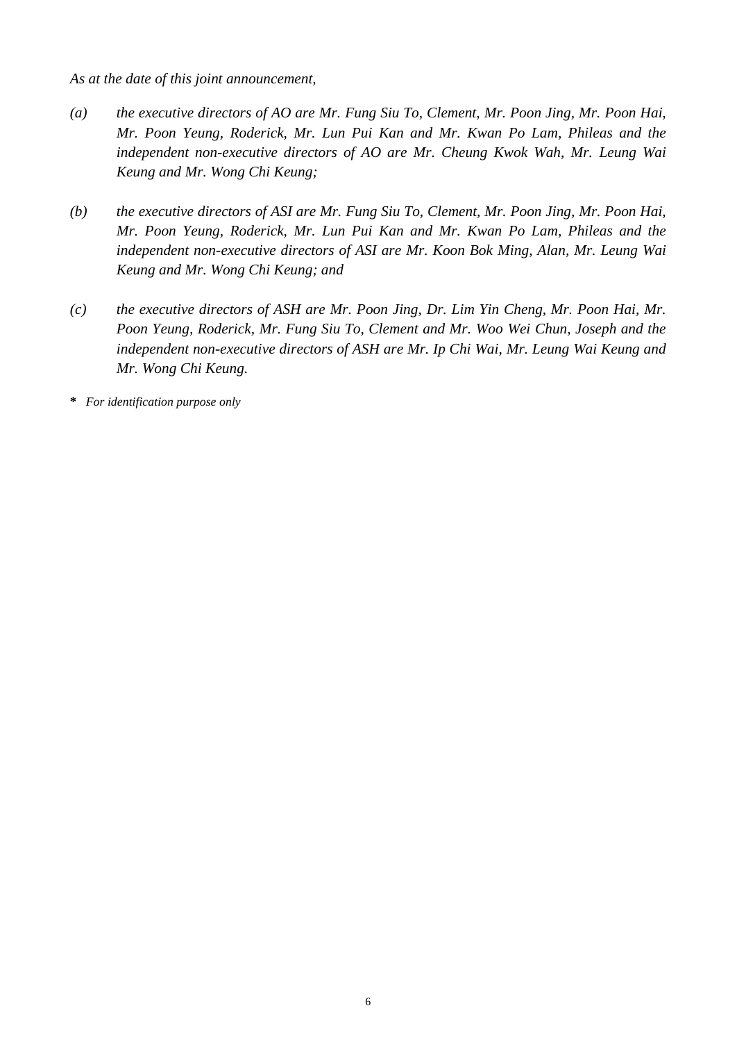*As at the date of this joint announcement,*

*(a) the executive directors of AO are Mr. Fung Siu To, Clement, Mr. Poon Jing, Mr. Poon Hai, Mr. Poon Yeung, Roderick, Mr. Lun Pui Kan and Mr. Kwan Po Lam, Phileas and the independent non-executive directors of AO are Mr. Cheung Kwok Wah, Mr. Leung Wai Keung and Mr. Wong Chi Keung;*

*(b) the executive directors of ASI are Mr. Fung Siu To, Clement, Mr. Poon Jing, Mr. Poon Hai, Mr. Poon Yeung, Roderick, Mr. Lun Pui Kan and Mr. Kwan Po Lam, Phileas and the independent non-executive directors of ASI are Mr. Koon Bok Ming, Alan, Mr. Leung Wai Keung and Mr. Wong Chi Keung; and*

*(c) the executive directors of ASH are Mr. Poon Jing, Dr. Lim Yin Cheng, Mr. Poon Hai, Mr. Poon Yeung, Roderick, Mr. Fung Siu To, Clement and Mr. Woo Wei Chun, Joseph and the independent non-executive directors of ASH are Mr. Ip Chi Wai, Mr. Leung Wai Keung and Mr. Wong Chi Keung.*

**\*** *For identification purpose only*